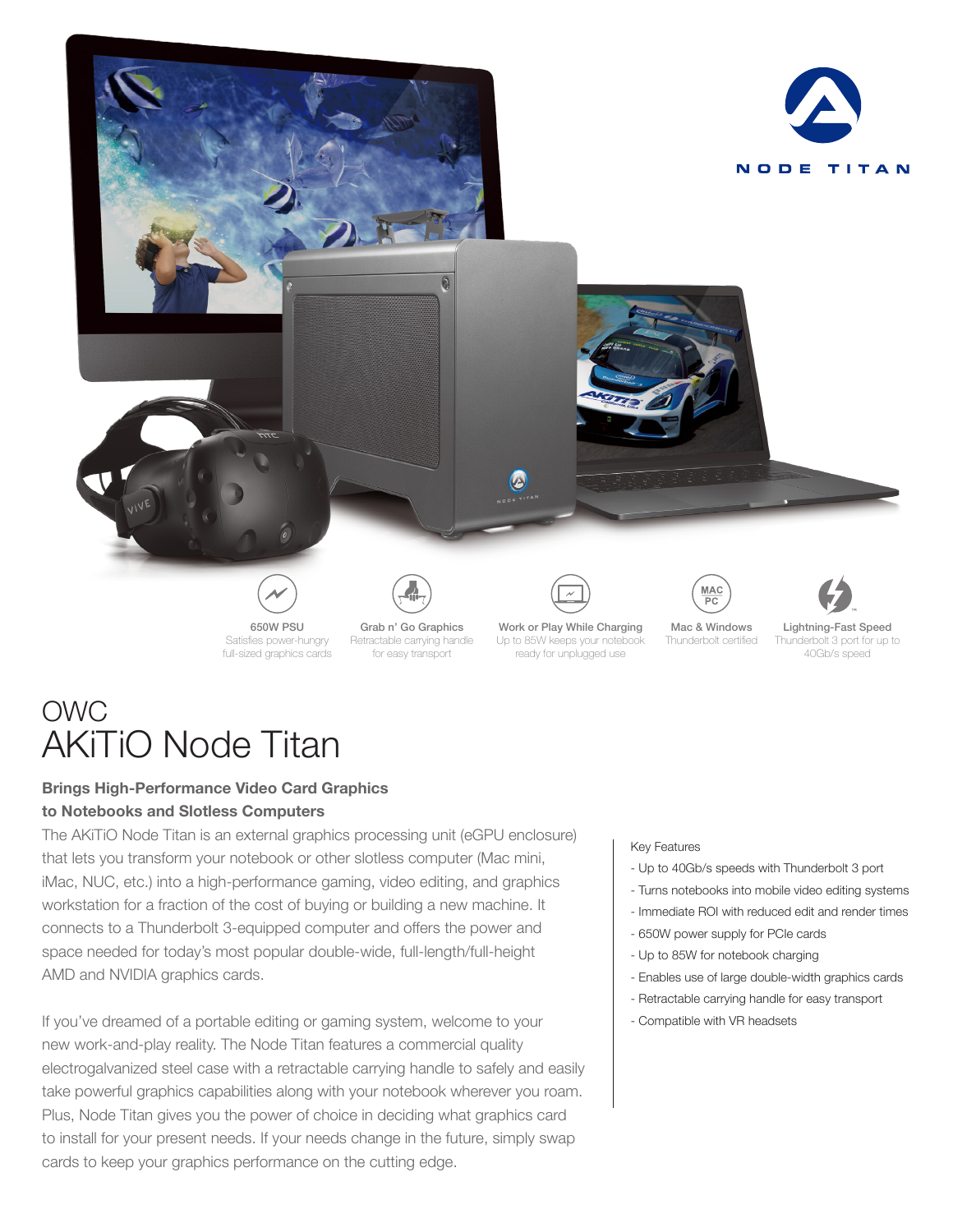NODE TITAN

**650W PSU**
Satisfies power-hungry full-sized graphics cards

**Grab n' Go Graphics**
Retractable carrying handle for easy transport

**Work or Play While Charging**
Up to 85W keeps your notebook ready for unplugged use

**Mac & Windows**
Thunderbolt certified

**Lightning-Fast Speed**
Thunderbolt 3 port for up to 40Gb/s speed

# OWC
# AKiTiO Node Titan

**Brings High-Performance Video Card Graphics to Notebooks and Slotless Computers**

The AKiTiO Node Titan is an external graphics processing unit (eGPU enclosure) that lets you transform your notebook or other slotless computer (Mac mini, iMac, NUC, etc.) into a high-performance gaming, video editing, and graphics workstation for a fraction of the cost of buying or building a new machine. It connects to a Thunderbolt 3-equipped computer and offers the power and space needed for today's most popular double-wide, full-length/full-height AMD and NVIDIA graphics cards.

If you've dreamed of a portable editing or gaming system, welcome to your new work-and-play reality. The Node Titan features a commercial quality electrogalvanized steel case with a retractable carrying handle to safely and easily take powerful graphics capabilities along with your notebook wherever you roam. Plus, Node Titan gives you the power of choice in deciding what graphics card to install for your present needs. If your needs change in the future, simply swap cards to keep your graphics performance on the cutting edge.

Key Features

- Up to 40Gb/s speeds with Thunderbolt 3 port
- Turns notebooks into mobile video editing systems
- Immediate ROI with reduced edit and render times
- 650W power supply for PCIe cards
- Up to 85W for notebook charging
- Enables use of large double-width graphics cards
- Retractable carrying handle for easy transport
- Compatible with VR headsets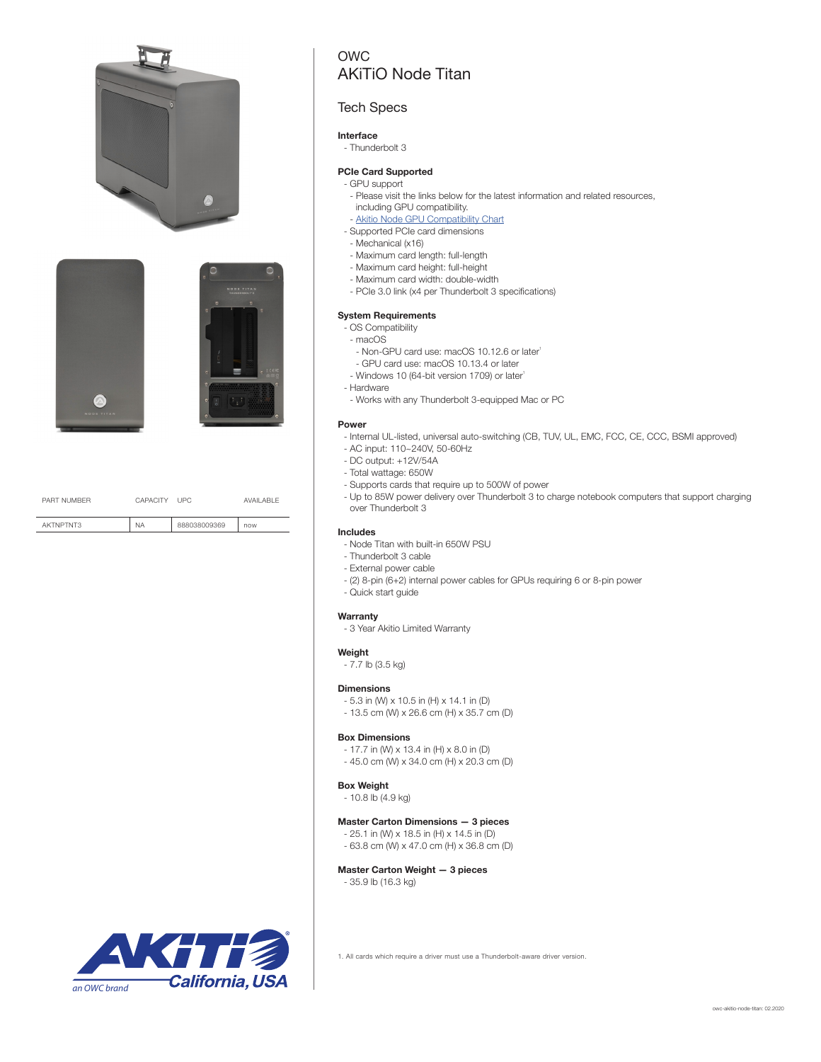OWC

# AKiTiO Node Titan

## Tech Specs

**Interface**

- Thunderbolt 3

**PCIe Card Supported**

- GPU support
  - Please visit the links below for the latest information and related resources, including GPU compatibility.
  - Akitio Node GPU Compatibility Chart
- Supported PCIe card dimensions
  - Mechanical (x16)
  - Maximum card length: full-length
  - Maximum card height: full-height
  - Maximum card width: double-width
  - PCIe 3.0 link (x4 per Thunderbolt 3 specifications)

**System Requirements**

- OS Compatibility
  - macOS
    - Non-GPU card use: macOS 10.12.6 or later[1]
    - GPU card use: macOS 10.13.4 or later
  - Windows 10 (64-bit version 1709) or later[1]
- Hardware
  - Works with any Thunderbolt 3-equipped Mac or PC

**Power**

- Internal UL-listed, universal auto-switching (CB, TUV, UL, EMC, FCC, CE, CCC, BSMI approved)
- AC input: 110~240V, 50-60Hz
- DC output: +12V/54A
- Total wattage: 650W
- Supports cards that require up to 500W of power
- Up to 85W power delivery over Thunderbolt 3 to charge notebook computers that support charging over Thunderbolt 3

**Includes**

- Node Titan with built-in 650W PSU
- Thunderbolt 3 cable
- External power cable
- (2) 8-pin (6+2) internal power cables for GPUs requiring 6 or 8-pin power
- Quick start guide

**Warranty**

- 3 Year Akitio Limited Warranty

**Weight**

- 7.7 lb (3.5 kg)

**Dimensions**

- 5.3 in (W) x 10.5 in (H) x 14.1 in (D)
- 13.5 cm (W) x 26.6 cm (H) x 35.7 cm (D)

**Box Dimensions**

- 17.7 in (W) x 13.4 in (H) x 8.0 in (D)
- 45.0 cm (W) x 34.0 cm (H) x 20.3 cm (D)

**Box Weight**

- 10.8 lb (4.9 kg)

**Master Carton Dimensions — 3 pieces**

- 25.1 in (W) x 18.5 in (H) x 14.5 in (D)
- 63.8 cm (W) x 47.0 cm (H) x 36.8 cm (D)

**Master Carton Weight — 3 pieces**

- 35.9 lb (16.3 kg)

| PART NUMBER | CAPACITY | UPC | AVAILABLE |
|---|---|---|---|
| AKTNPTNT3 | NA | 888038009369 | now |

AKiTiO California, USA — an OWC brand

1. All cards which require a driver must use a Thunderbolt-aware driver version.

owc-akitio-node-titan: 02.2020